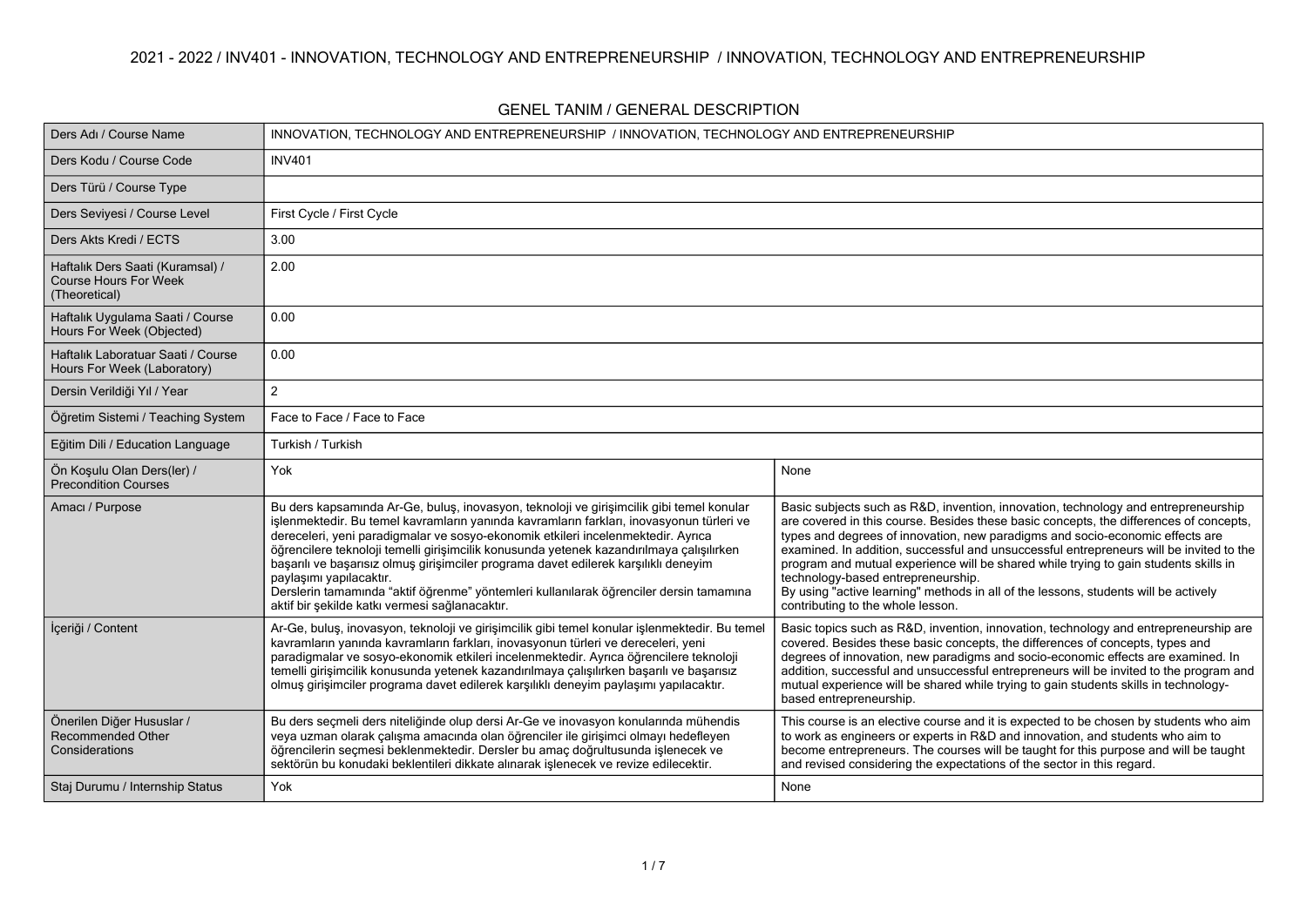# 2021 - 2022 / INV401 - INNOVATION, TECHNOLOGY AND ENTREPRENEURSHIP / INNOVATION, TECHNOLOGY AND ENTREPRENEURSHIP

## GENEL TANIM / GENERAL DESCRIPTION

| | | |
|---|---|---|
| Ders Adı / Course Name | INNOVATION, TECHNOLOGY AND ENTREPRENEURSHIP / INNOVATION, TECHNOLOGY AND ENTREPRENEURSHIP | |
| Ders Kodu / Course Code | INV401 | |
| Ders Türü / Course Type | | |
| Ders Seviyesi / Course Level | First Cycle / First Cycle | |
| Ders Akts Kredi / ECTS | 3.00 | |
| Haftalık Ders Saati (Kuramsal) / Course Hours For Week (Theoretical) | 2.00 | |
| Haftalık Uygulama Saati / Course Hours For Week (Objected) | 0.00 | |
| Haftalık Laboratuar Saati / Course Hours For Week (Laboratory) | 0.00 | |
| Dersin Verildiği Yıl / Year | 2 | |
| Öğretim Sistemi / Teaching System | Face to Face / Face to Face | |
| Eğitim Dili / Education Language | Turkish / Turkish | |
| Ön Koşulu Olan Ders(ler) / Precondition Courses | Yok | None |
| Amacı / Purpose | Bu ders kapsamında Ar-Ge, buluş, inovasyon, teknoloji ve girişimcilik gibi temel konular işlenmektedir. Bu temel kavramların yanında kavramların farkları, inovasyonun türleri ve dereceleri, yeni paradigmalar ve sosyo-ekonomik etkileri incelenmektedir. Ayrıca öğrencilere teknoloji temelli girişimcilik konusunda yetenek kazandırılmaya çalışılırken başarılı ve başarısız olmuş girişimciler programa davet edilerek karşılıklı deneyim paylaşımı yapılacaktır. Derslerin tamamında "aktif öğrenme" yöntemleri kullanılarak öğrenciler dersin tamamına aktif bir şekilde katkı vermesi sağlanacaktır. | Basic subjects such as R&D, invention, innovation, technology and entrepreneurship are covered in this course. Besides these basic concepts, the differences of concepts, types and degrees of innovation, new paradigms and socio-economic effects are examined. In addition, successful and unsuccessful entrepreneurs will be invited to the program and mutual experience will be shared while trying to gain students skills in technology-based entrepreneurship. By using "active learning" methods in all of the lessons, students will be actively contributing to the whole lesson. |
| İçeriği / Content | Ar-Ge, buluş, inovasyon, teknoloji ve girişimcilik gibi temel konular işlenmektedir. Bu temel kavramların yanında kavramların farkları, inovasyonun türleri ve dereceleri, yeni paradigmalar ve sosyo-ekonomik etkileri incelenmektedir. Ayrıca öğrencilere teknoloji temelli girişimcilik konusunda yetenek kazandırılmaya çalışılırken başarılı ve başarısız olmuş girişimciler programa davet edilerek karşılıklı deneyim paylaşımı yapılacaktır. | Basic topics such as R&D, invention, innovation, technology and entrepreneurship are covered. Besides these basic concepts, the differences of concepts, types and degrees of innovation, new paradigms and socio-economic effects are examined. In addition, successful and unsuccessful entrepreneurs will be invited to the program and mutual experience will be shared while trying to gain students skills in technology-based entrepreneurship. |
| Önerilen Diğer Hususlar / Recommended Other Considerations | Bu ders seçmeli ders niteliğinde olup dersi Ar-Ge ve inovasyon konularında mühendis veya uzman olarak çalışma amacında olan öğrenciler ile girişimci olmayı hedefleyen öğrencilerin seçmesi beklenmektedir. Dersler bu amaç doğrultusunda işlenecek ve sektörün bu konudaki beklentileri dikkate alınarak işlenecek ve revize edilecektir. | This course is an elective course and it is expected to be chosen by students who aim to work as engineers or experts in R&D and innovation, and students who aim to become entrepreneurs. The courses will be taught for this purpose and will be taught and revised considering the expectations of the sector in this regard. |
| Staj Durumu / Internship Status | Yok | None |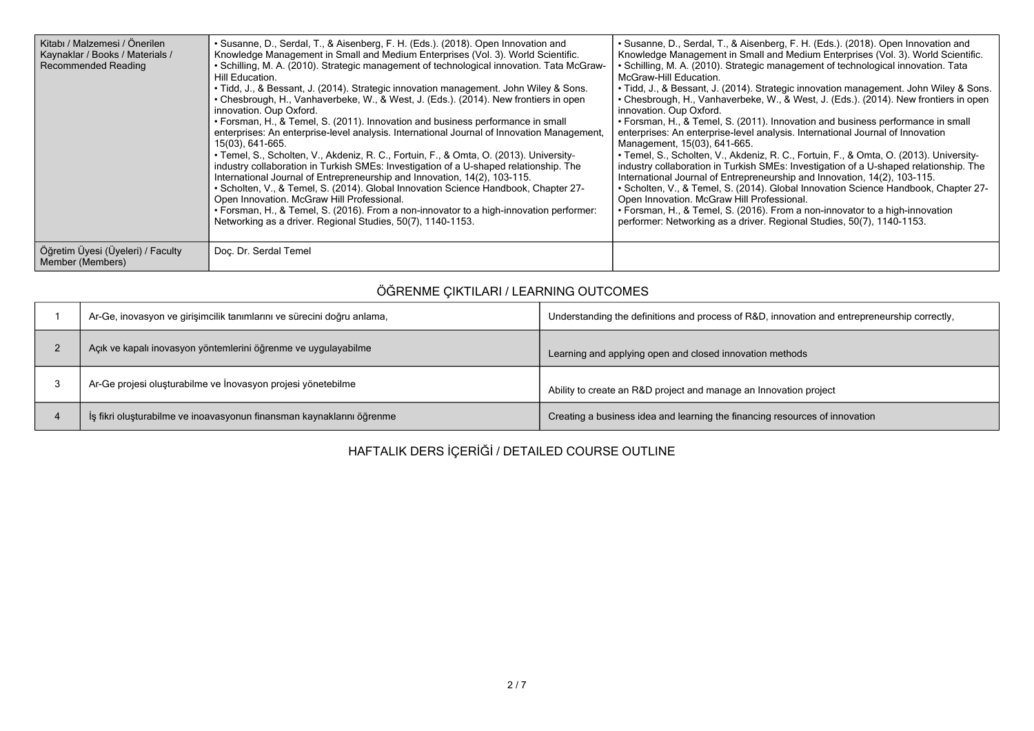| Kitabı / Malzemesi / Önerilen Kaynaklar / Books / Materials / Recommended Reading | • Susanne, D., Serdal, T., & Aisenberg, F. H. (Eds.). (2018). Open Innovation and Knowledge Management in Small and Medium Enterprises (Vol. 3). World Scientific.<br>• Schilling, M. A. (2010). Strategic management of technological innovation. Tata McGraw-Hill Education.<br>• Tidd, J., & Bessant, J. (2014). Strategic innovation management. John Wiley & Sons.<br>• Chesbrough, H., Vanhaverbeke, W., & West, J. (Eds.). (2014). New frontiers in open innovation. Oup Oxford.<br>• Forsman, H., & Temel, S. (2011). Innovation and business performance in small enterprises: An enterprise-level analysis. International Journal of Innovation Management, 15(03), 641-665.<br>• Temel, S., Scholten, V., Akdeniz, R. C., Fortuin, F., & Omta, O. (2013). University-industry collaboration in Turkish SMEs: Investigation of a U-shaped relationship. The International Journal of Entrepreneurship and Innovation, 14(2), 103-115.<br>• Scholten, V., & Temel, S. (2014). Global Innovation Science Handbook, Chapter 27-Open Innovation. McGraw Hill Professional.<br>• Forsman, H., & Temel, S. (2016). From a non-innovator to a high-innovation performer: Networking as a driver. Regional Studies, 50(7), 1140-1153. | • Susanne, D., Serdal, T., & Aisenberg, F. H. (Eds.). (2018). Open Innovation and Knowledge Management in Small and Medium Enterprises (Vol. 3). World Scientific.<br>• Schilling, M. A. (2010). Strategic management of technological innovation. Tata McGraw-Hill Education.<br>• Tidd, J., & Bessant, J. (2014). Strategic innovation management. John Wiley & Sons.<br>• Chesbrough, H., Vanhaverbeke, W., & West, J. (Eds.). (2014). New frontiers in open innovation. Oup Oxford.<br>• Forsman, H., & Temel, S. (2011). Innovation and business performance in small enterprises: An enterprise-level analysis. International Journal of Innovation Management, 15(03), 641-665.<br>• Temel, S., Scholten, V., Akdeniz, R. C., Fortuin, F., & Omta, O. (2013). University-industry collaboration in Turkish SMEs: Investigation of a U-shaped relationship. The International Journal of Entrepreneurship and Innovation, 14(2), 103-115.<br>• Scholten, V., & Temel, S. (2014). Global Innovation Science Handbook, Chapter 27-Open Innovation. McGraw Hill Professional.<br>• Forsman, H., & Temel, S. (2016). From a non-innovator to a high-innovation performer: Networking as a driver. Regional Studies, 50(7), 1140-1153. |
|---|---|---|
| Öğretim Üyesi (Üyeleri) / Faculty Member (Members) | Doç. Dr. Serdal Temel | |

## ÖĞRENME ÇIKTILARI / LEARNING OUTCOMES

| | | |
|---|---|---|
| 1 | Ar-Ge, inovasyon ve girişimcilik tanımlarını ve sürecini doğru anlama, | Understanding the definitions and process of R&D, innovation and entrepreneurship correctly, |
| 2 | Açık ve kapalı inovasyon yöntemlerini öğrenme ve uygulayabilme | Learning and applying open and closed innovation methods |
| 3 | Ar-Ge projesi oluşturabilme ve İnovasyon projesi yönetebilme | Ability to create an R&D project and manage an Innovation project |
| 4 | İş fikri oluşturabilme ve inoavasyonun finansman kaynaklarını öğrenme | Creating a business idea and learning the financing resources of innovation |

## HAFTALIK DERS İÇERİĞİ / DETAILED COURSE OUTLINE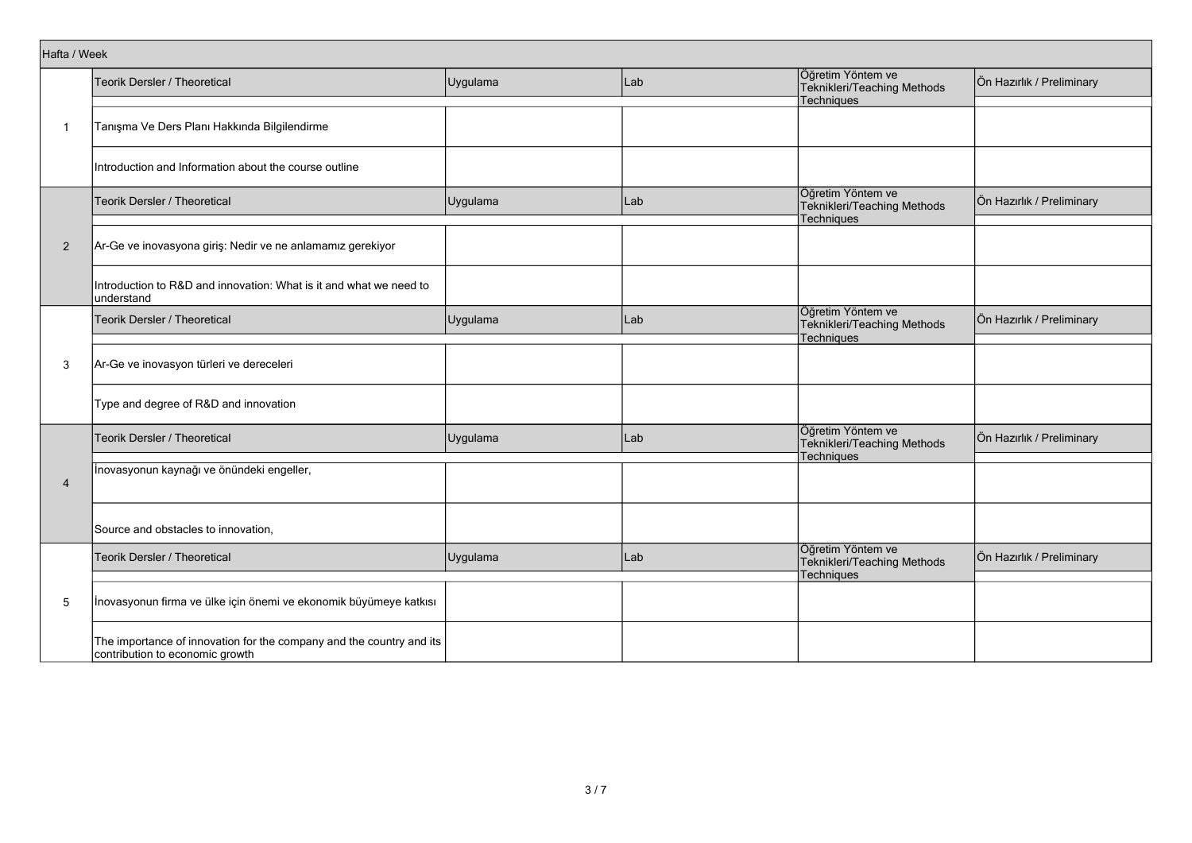| Hafta / Week | Teorik Dersler / Theoretical | Uygulama | Lab | Öğretim Yöntem ve Teknikleri/Teaching Methods Techniques | Ön Hazırlık / Preliminary |
|---|---|---|---|---|---|
| 1 | Tanışma Ve Ders Planı Hakkında Bilgilendirme | | | | |
| | Introduction and Information about the course outline | | | | |
| 2 | Ar-Ge ve inovasyona giriş: Nedir ve ne anlamamız gerekiyor | | | | |
| | Introduction to R&D and innovation: What is it and what we need to understand | | | | |
| 3 | Ar-Ge ve inovasyon türleri ve dereceleri | | | | |
| | Type and degree of R&D and innovation | | | | |
| 4 | İnovasyonun kaynağı ve önündeki engeller, | | | | |
| | Source and obstacles to innovation, | | | | |
| 5 | İnovasyonun firma ve ülke için önemi ve ekonomik büyümeye katkısı | | | | |
| | The importance of innovation for the company and the country and its contribution to economic growth | | | | |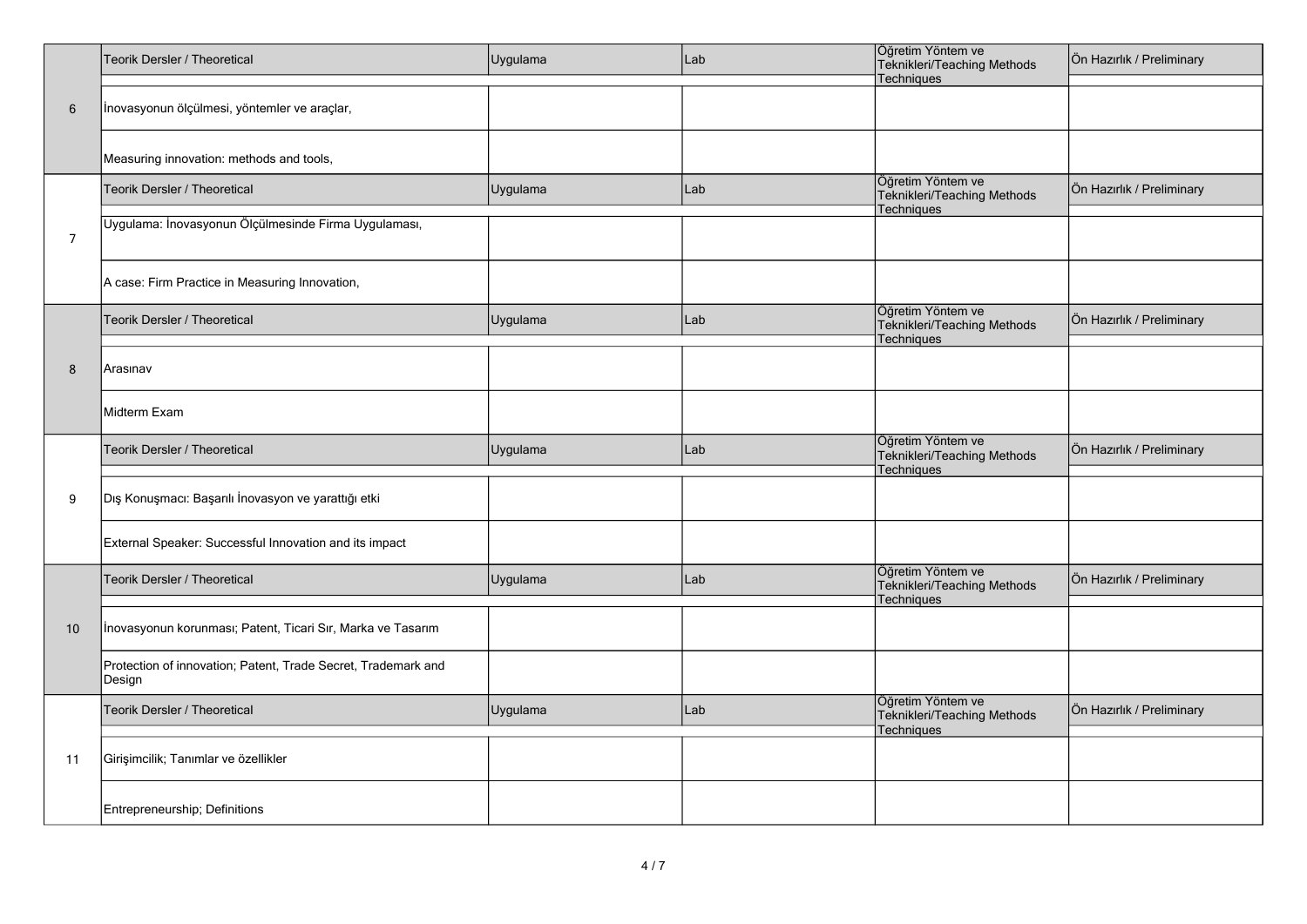| | Teorik Dersler / Theoretical | Uygulama | Lab | Öğretim Yöntem ve Teknikleri/Teaching Methods Techniques | Ön Hazırlık / Preliminary |
|---|---|---|---|---|---|
| 6 | İnovasyonun ölçülmesi, yöntemler ve araçlar, | | | | |
| | Measuring innovation: methods and tools, | | | | |
| | Teorik Dersler / Theoretical | Uygulama | Lab | Öğretim Yöntem ve Teknikleri/Teaching Methods Techniques | Ön Hazırlık / Preliminary |
| 7 | Uygulama: İnovasyonun Ölçülmesinde Firma Uygulaması, | | | | |
| | A case: Firm Practice in Measuring Innovation, | | | | |
| | Teorik Dersler / Theoretical | Uygulama | Lab | Öğretim Yöntem ve Teknikleri/Teaching Methods Techniques | Ön Hazırlık / Preliminary |
| 8 | Arasınav | | | | |
| | Midterm Exam | | | | |
| | Teorik Dersler / Theoretical | Uygulama | Lab | Öğretim Yöntem ve Teknikleri/Teaching Methods Techniques | Ön Hazırlık / Preliminary |
| 9 | Dış Konuşmacı: Başarılı İnovasyon ve yarattığı etki | | | | |
| | External Speaker: Successful Innovation and its impact | | | | |
| | Teorik Dersler / Theoretical | Uygulama | Lab | Öğretim Yöntem ve Teknikleri/Teaching Methods Techniques | Ön Hazırlık / Preliminary |
| 10 | İnovasyonun korunması; Patent, Ticari Sır, Marka ve Tasarım | | | | |
| | Protection of innovation; Patent, Trade Secret, Trademark and Design | | | | |
| | Teorik Dersler / Theoretical | Uygulama | Lab | Öğretim Yöntem ve Teknikleri/Teaching Methods Techniques | Ön Hazırlık / Preliminary |
| 11 | Girişimcilik; Tanımlar ve özellikler | | | | |
| | Entrepreneurship; Definitions | | | | |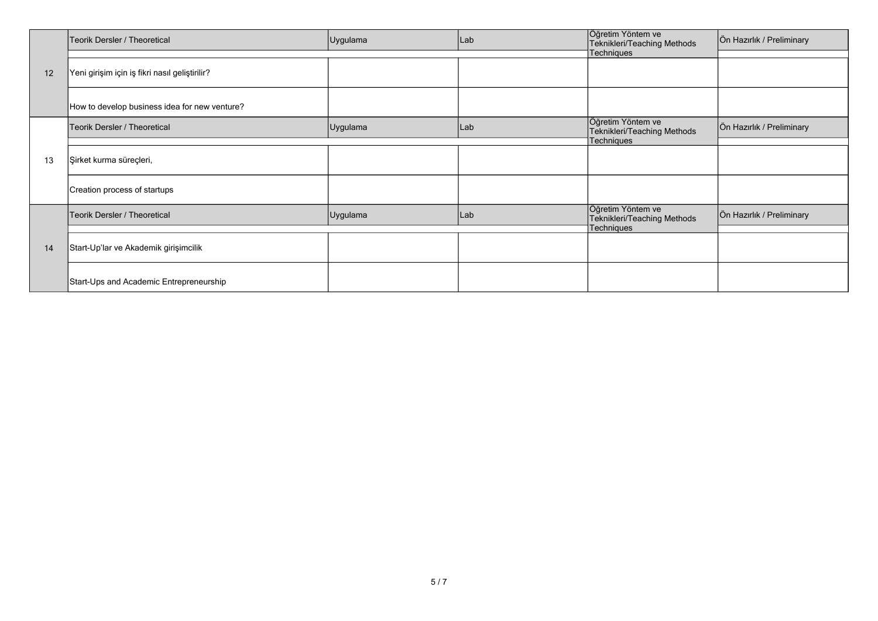| | Teorik Dersler / Theoretical | Uygulama | Lab | Öğretim Yöntem ve Teknikleri/Teaching Methods Techniques | Ön Hazırlık / Preliminary |
|---|---|---|---|---|---|
| 12 | Yeni girişim için iş fikri nasıl geliştirilir? | | | | |
| | How to develop business idea for new venture? | | | | |
| | Teorik Dersler / Theoretical | Uygulama | Lab | Öğretim Yöntem ve Teknikleri/Teaching Methods Techniques | Ön Hazırlık / Preliminary |
| 13 | Şirket kurma süreçleri, | | | | |
| | Creation process of startups | | | | |
| | Teorik Dersler / Theoretical | Uygulama | Lab | Öğretim Yöntem ve Teknikleri/Teaching Methods Techniques | Ön Hazırlık / Preliminary |
| 14 | Start-Up'lar ve Akademik girişimcilik | | | | |
| | Start-Ups and Academic Entrepreneurship | | | | |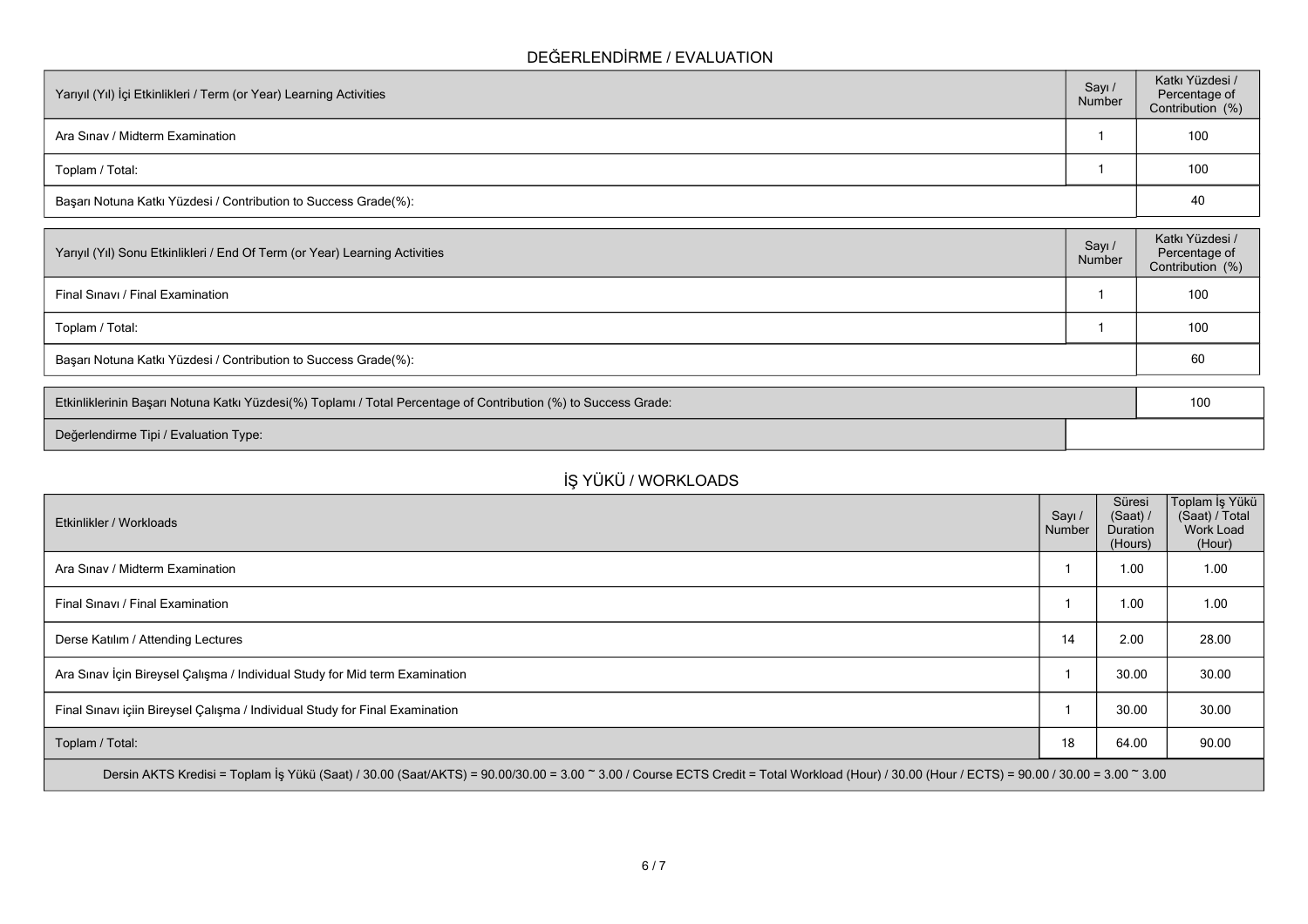## DEĞERLENDİRME / EVALUATION

| Yarıyıl (Yıl) İçi Etkinlikleri / Term (or Year) Learning Activities | Sayı / Number | Katkı Yüzdesi / Percentage of Contribution (%) |
|---|---|---|
| Ara Sınav / Midterm Examination | 1 | 100 |
| Toplam / Total: | 1 | 100 |
| Başarı Notuna Katkı Yüzdesi / Contribution to Success Grade(%): | | 40 |

| Yarıyıl (Yıl) Sonu Etkinlikleri / End Of Term (or Year) Learning Activities | Sayı / Number | Katkı Yüzdesi / Percentage of Contribution (%) |
|---|---|---|
| Final Sınavı / Final Examination | 1 | 100 |
| Toplam / Total: | 1 | 100 |
| Başarı Notuna Katkı Yüzdesi / Contribution to Success Grade(%): | | 60 |

| | |
|---|---|
| Etkinliklerinin Başarı Notuna Katkı Yüzdesi(%) Toplamı / Total Percentage of Contribution (%) to Success Grade: | 100 |
| Değerlendirme Tipi / Evaluation Type: | |

## İŞ YÜKÜ / WORKLOADS

| Etkinlikler / Workloads | Sayı / Number | Süresi (Saat) / Duration (Hours) | Toplam İş Yükü (Saat) / Total Work Load (Hour) |
|---|---|---|---|
| Ara Sınav / Midterm Examination | 1 | 1.00 | 1.00 |
| Final Sınavı / Final Examination | 1 | 1.00 | 1.00 |
| Derse Katılım / Attending Lectures | 14 | 2.00 | 28.00 |
| Ara Sınav İçin Bireysel Çalışma / Individual Study for Mid term Examination | 1 | 30.00 | 30.00 |
| Final Sınavı içiin Bireysel Çalışma / Individual Study for Final Examination | 1 | 30.00 | 30.00 |
| Toplam / Total: | 18 | 64.00 | 90.00 |

Dersin AKTS Kredisi = Toplam İş Yükü (Saat) / 30.00 (Saat/AKTS) = 90.00/30.00 = 3.00 ~ 3.00 / Course ECTS Credit = Total Workload (Hour) / 30.00 (Hour / ECTS) = 90.00 / 30.00 = 3.00 ~ 3.00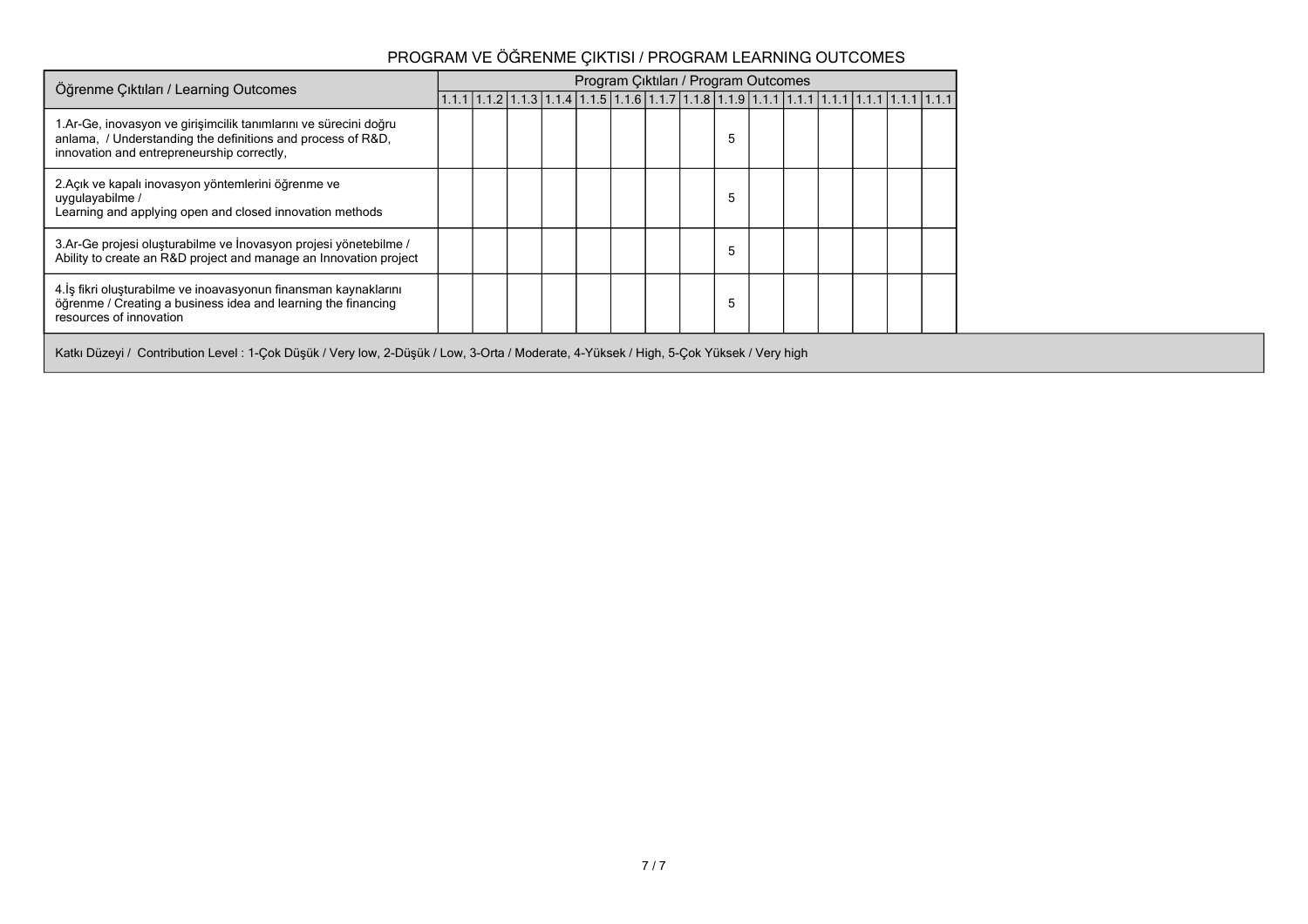## PROGRAM VE ÖĞRENME ÇIKTISI / PROGRAM LEARNING OUTCOMES

| Öğrenme Çıktıları / Learning Outcomes | Program Çıktıları / Program Outcomes | | | | | | | | | | | | | | |
|---|---|---|---|---|---|---|---|---|---|---|---|---|---|---|---|
| | 1.1.1 | 1.1.2 | 1.1.3 | 1.1.4 | 1.1.5 | 1.1.6 | 1.1.7 | 1.1.8 | 1.1.9 | 1.1.1 | 1.1.1 | 1.1.1 | 1.1.1 | 1.1.1 | 1.1.1 |
| 1.Ar-Ge, inovasyon ve girişimcilik tanımlarını ve sürecini doğru anlama, / Understanding the definitions and process of R&D, innovation and entrepreneurship correctly, | | | | | | | | | 5 | | | | | | |
| 2.Açık ve kapalı inovasyon yöntemlerini öğrenme ve uygulayabilme / Learning and applying open and closed innovation methods | | | | | | | | | 5 | | | | | | |
| 3.Ar-Ge projesi oluşturabilme ve İnovasyon projesi yönetebilme / Ability to create an R&D project and manage an Innovation project | | | | | | | | | 5 | | | | | | |
| 4.İş fikri oluşturabilme ve inoavasyonun finansman kaynaklarını öğrenme / Creating a business idea and learning the financing resources of innovation | | | | | | | | | 5 | | | | | | |

Katkı Düzeyi / Contribution Level : 1-Çok Düşük / Very low, 2-Düşük / Low, 3-Orta / Moderate, 4-Yüksek / High, 5-Çok Yüksek / Very high